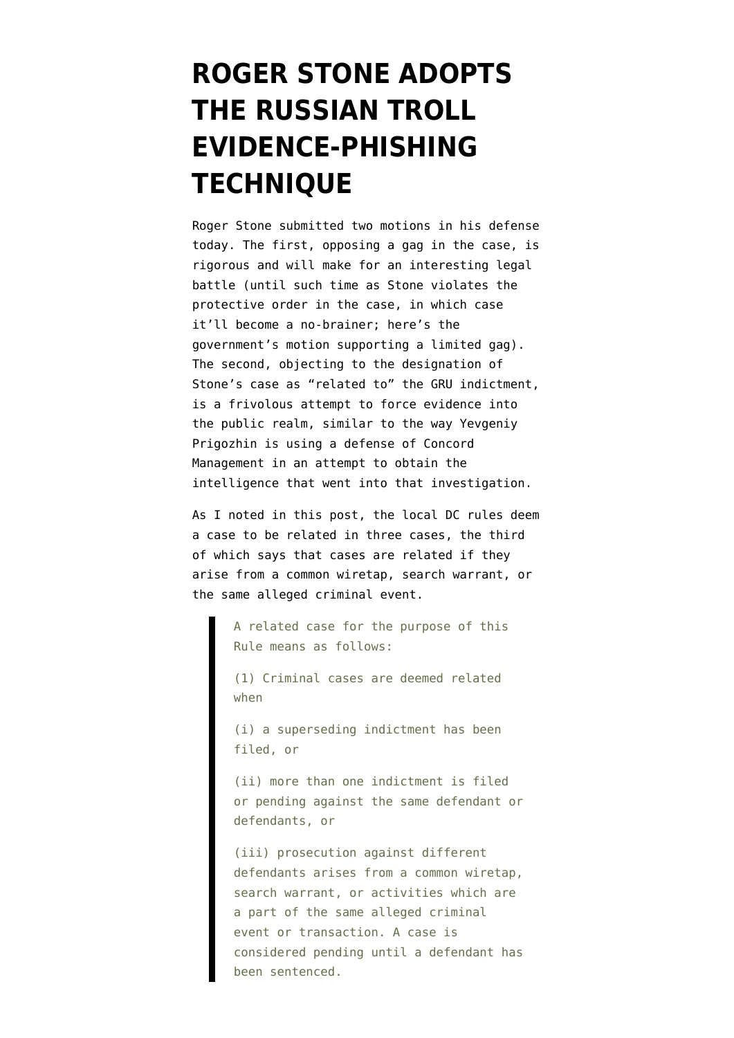# ROGER STONE ADOPTS THE RUSSIAN TROLL EVIDENCE-PHISHING TECHNIQUE

Roger Stone submitted two motions in his defense today. The first, opposing a gag in the case, is rigorous and will make for an interesting legal battle (until such time as Stone violates the protective order in the case, in which case it'll become a no-brainer; here's the government's motion supporting a limited gag). The second, objecting to the designation of Stone's case as "related to" the GRU indictment, is a frivolous attempt to force evidence into the public realm, similar to the way Yevgeniy Prigozhin is using a defense of Concord Management in an attempt to obtain the intelligence that went into that investigation.

As I noted in this post, the local DC rules deem a case to be related in three cases, the third of which says that cases are related if they arise from a common wiretap, search warrant, or the same alleged criminal event.

> A related case for the purpose of this Rule means as follows:
>
> (1) Criminal cases are deemed related when
>
> (i) a superseding indictment has been filed, or
>
> (ii) more than one indictment is filed or pending against the same defendant or defendants, or
>
> (iii) prosecution against different defendants arises from a common wiretap, search warrant, or activities which are a part of the same alleged criminal event or transaction. A case is considered pending until a defendant has been sentenced.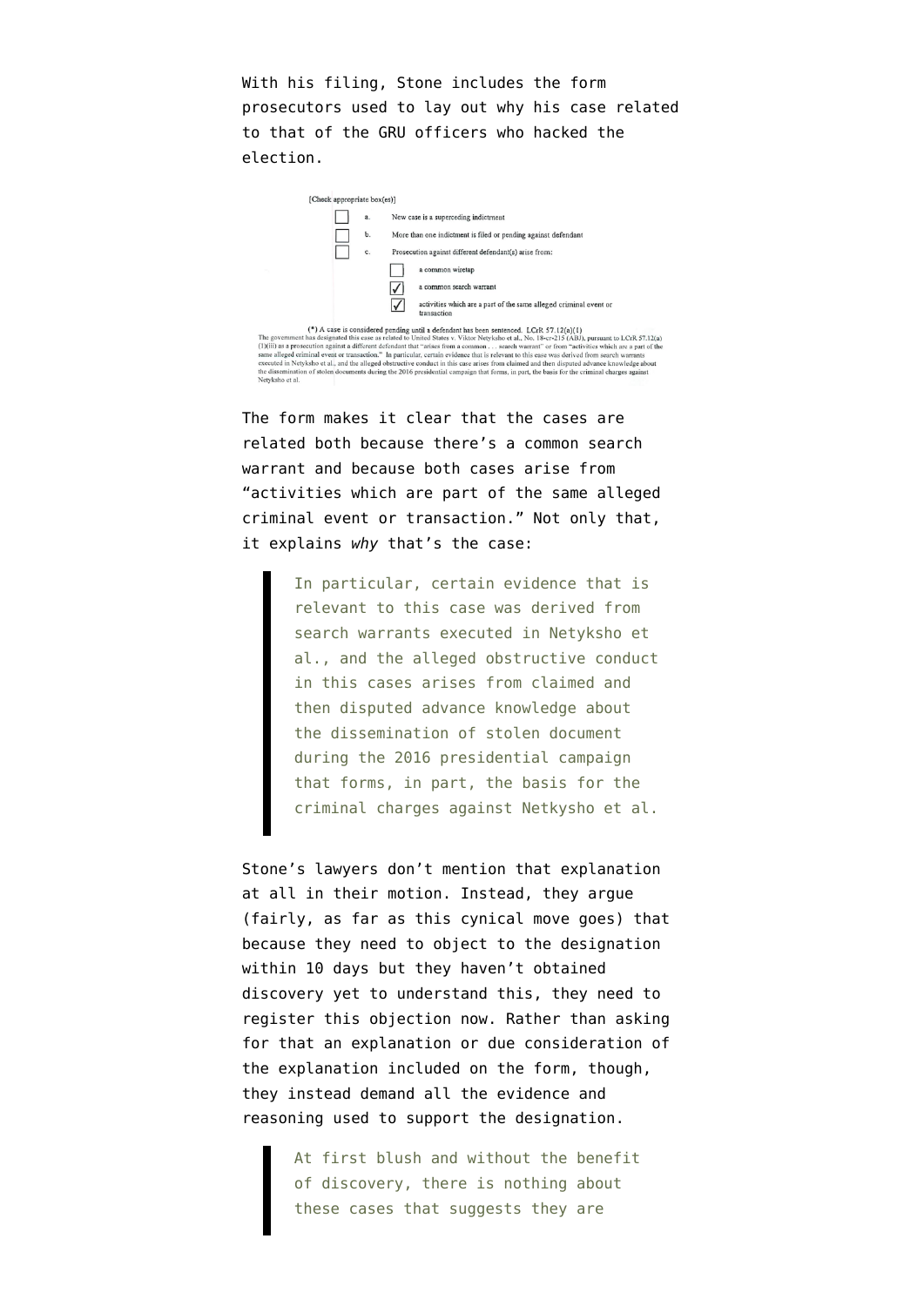With his filing, Stone includes the form prosecutors used to lay out why his case related to that of the GRU officers who hacked the election.

[Check appropriate box(es)]

- [ ] a. New case is a superceding indictment
- [ ] b. More than one indictment is filed or pending against defendant
- [ ] c. Prosecution against different defendant(s) arise from:
  - [ ] a common wiretap
  - [x] a common search warrant
  - [x] activities which are a part of the same alleged criminal event or transaction

(*) A case is considered pending until a defendant has been sentenced. LCrR 57.12(a)(1)

The government has designated this case as related to United States v. Viktor Netyksho et al., No. 18-cr-215 (ABJ), pursuant to LCrR 57.12(a)(1)(iii) as a prosecution against a different defendant that "arises from a common . . . search warrant" or from "activities which are a part of the same alleged criminal event or transaction." In particular, certain evidence that is relevant to this case was derived from search warrants executed in Netyksho et al., and the alleged obstructive conduct in this case arises from claimed and then disputed advance knowledge about the dissemination of stolen documents during the 2016 presidential campaign that forms, in part, the basis for the criminal charges against Netyksho et al.

The form makes it clear that the cases are related both because there's a common search warrant and because both cases arise from "activities which are part of the same alleged criminal event or transaction." Not only that, it explains *why* that's the case:

> In particular, certain evidence that is relevant to this case was derived from search warrants executed in Netyksho et al., and the alleged obstructive conduct in this cases arises from claimed and then disputed advance knowledge about the dissemination of stolen document during the 2016 presidential campaign that forms, in part, the basis for the criminal charges against Netkysho et al.

Stone's lawyers don't mention that explanation at all in their motion. Instead, they argue (fairly, as far as this cynical move goes) that because they need to object to the designation within 10 days but they haven't obtained discovery yet to understand this, they need to register this objection now. Rather than asking for that an explanation or due consideration of the explanation included on the form, though, they instead demand all the evidence and reasoning used to support the designation.

> At first blush and without the benefit of discovery, there is nothing about these cases that suggests they are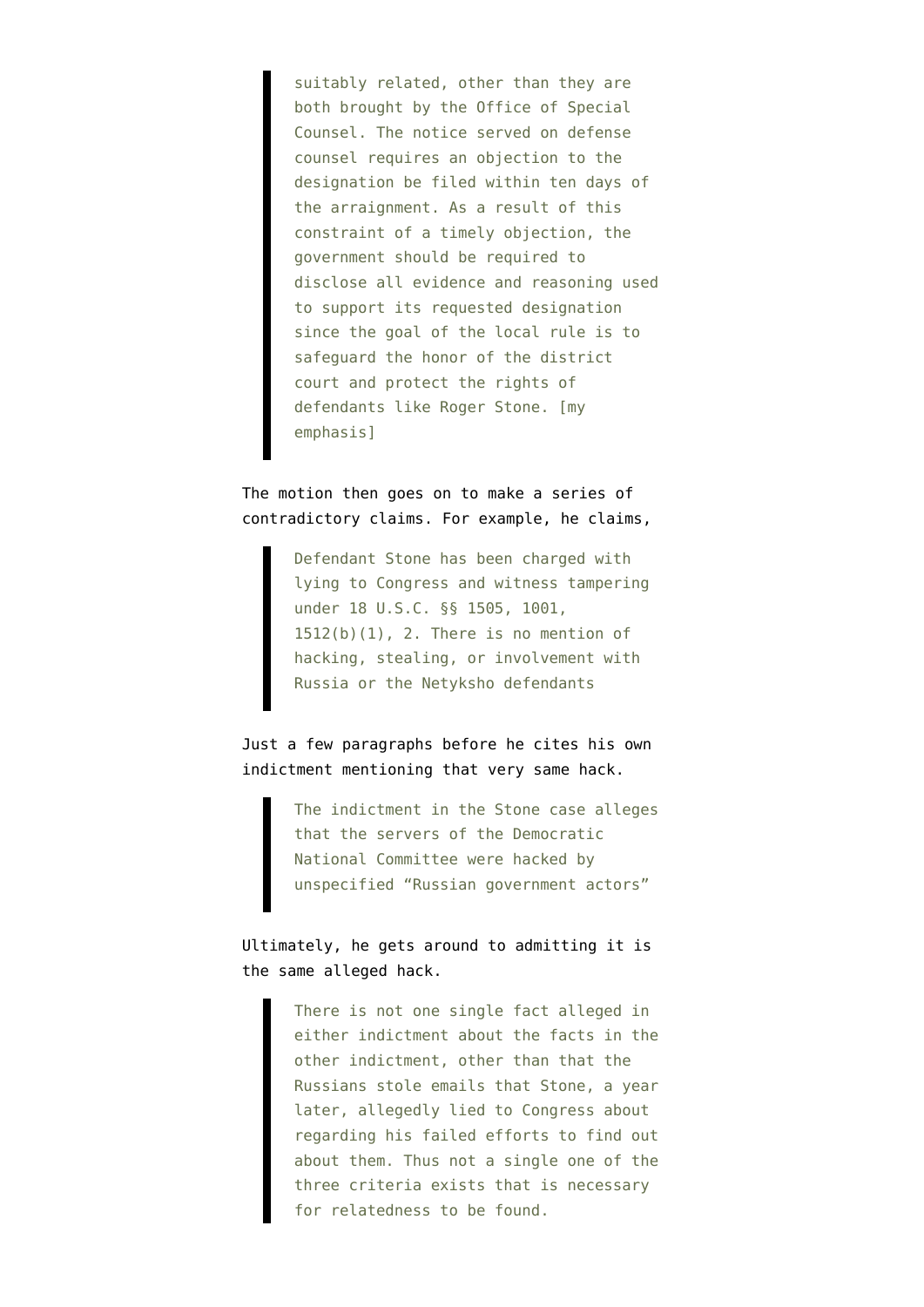> suitably related, other than they are both brought by the Office of Special Counsel. The notice served on defense counsel requires an objection to the designation be filed within ten days of the arraignment. As a result of this constraint of a timely objection, the government should be required to disclose all evidence and reasoning used to support its requested designation since the goal of the local rule is to safeguard the honor of the district court and protect the rights of defendants like Roger Stone. [my emphasis]

The motion then goes on to make a series of contradictory claims. For example, he claims,

> Defendant Stone has been charged with lying to Congress and witness tampering under 18 U.S.C. §§ 1505, 1001, 1512(b)(1), 2. There is no mention of hacking, stealing, or involvement with Russia or the Netyksho defendants

Just a few paragraphs before he cites his own indictment mentioning that very same hack.

> The indictment in the Stone case alleges that the servers of the Democratic National Committee were hacked by unspecified "Russian government actors"

Ultimately, he gets around to admitting it is the same alleged hack.

> There is not one single fact alleged in either indictment about the facts in the other indictment, other than that the Russians stole emails that Stone, a year later, allegedly lied to Congress about regarding his failed efforts to find out about them. Thus not a single one of the three criteria exists that is necessary for relatedness to be found.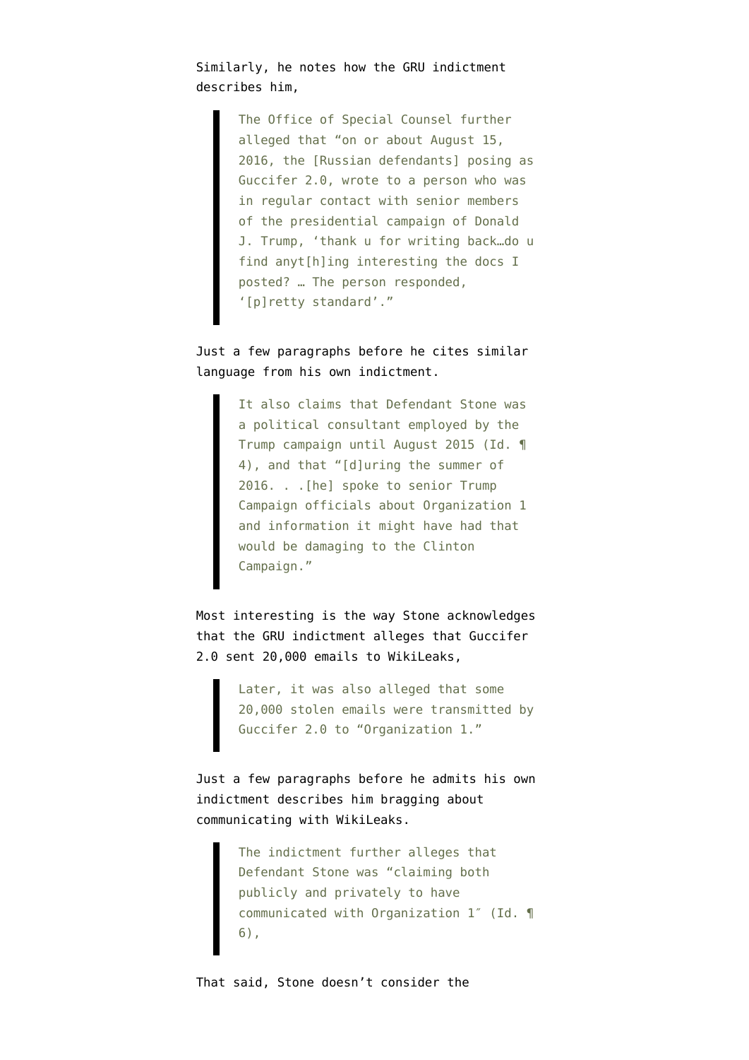Similarly, he notes how the GRU indictment describes him,

> The Office of Special Counsel further alleged that "on or about August 15, 2016, the [Russian defendants] posing as Guccifer 2.0, wrote to a person who was in regular contact with senior members of the presidential campaign of Donald J. Trump, 'thank u for writing back…do u find anyt[h]ing interesting the docs I posted? … The person responded, '[p]retty standard'."

Just a few paragraphs before he cites similar language from his own indictment.

> It also claims that Defendant Stone was a political consultant employed by the Trump campaign until August 2015 (Id. ¶ 4), and that "[d]uring the summer of 2016. . .[he] spoke to senior Trump Campaign officials about Organization 1 and information it might have had that would be damaging to the Clinton Campaign."

Most interesting is the way Stone acknowledges that the GRU indictment alleges that Guccifer 2.0 sent 20,000 emails to WikiLeaks,

> Later, it was also alleged that some 20,000 stolen emails were transmitted by Guccifer 2.0 to "Organization 1."

Just a few paragraphs before he admits his own indictment describes him bragging about communicating with WikiLeaks.

> The indictment further alleges that Defendant Stone was "claiming both publicly and privately to have communicated with Organization 1″ (Id. ¶ 6),

That said, Stone doesn't consider the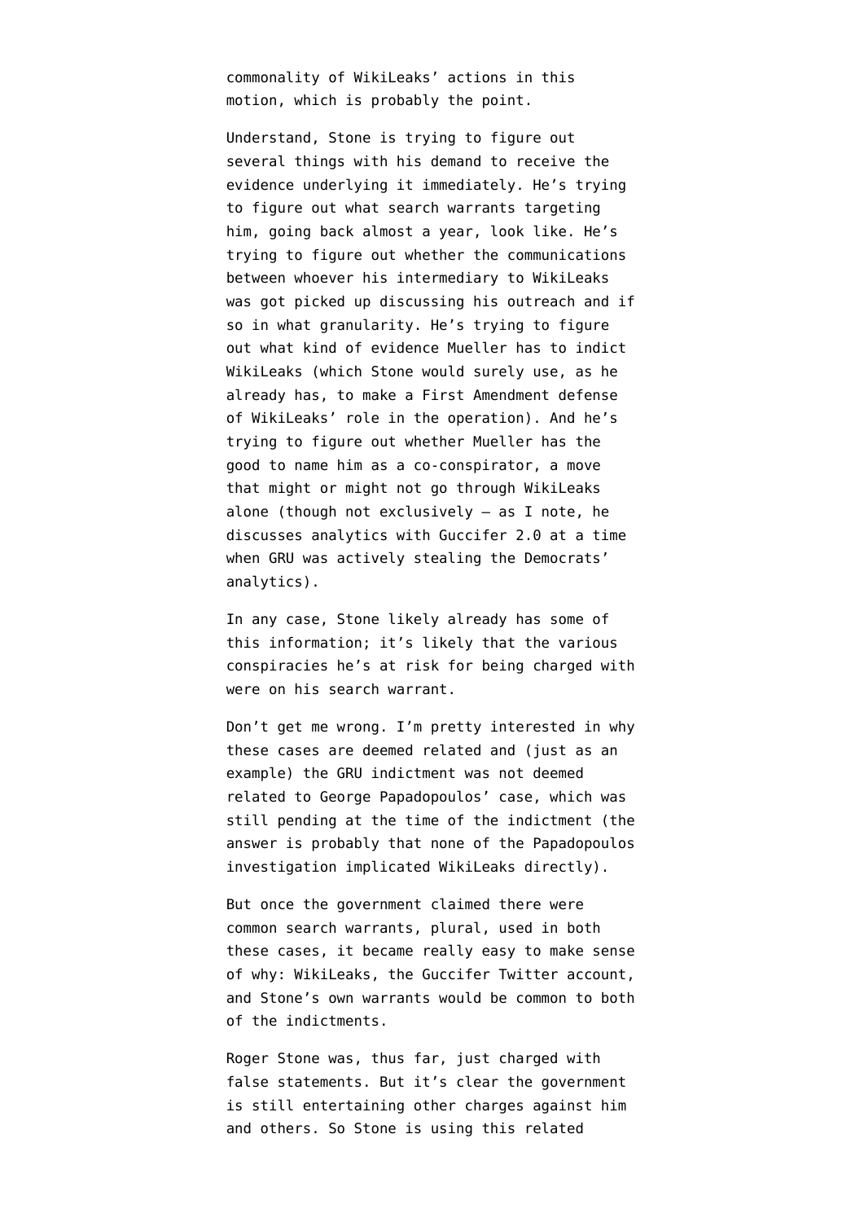commonality of WikiLeaks' actions in this motion, which is probably the point.

Understand, Stone is trying to figure out several things with his demand to receive the evidence underlying it immediately. He's trying to figure out what search warrants targeting him, going back almost a year, look like. He's trying to figure out whether the communications between whoever his intermediary to WikiLeaks was got picked up discussing his outreach and if so in what granularity. He's trying to figure out what kind of evidence Mueller has to indict WikiLeaks (which Stone would surely use, as he already has, to make a First Amendment defense of WikiLeaks' role in the operation). And he's trying to figure out whether Mueller has the good to name him as a co-conspirator, a move that might or might not go through WikiLeaks alone (though not exclusively — as I note, he discusses analytics with Guccifer 2.0 at a time when GRU was actively stealing the Democrats' analytics).

In any case, Stone likely already has some of this information; it's likely that the various conspiracies he's at risk for being charged with were on his search warrant.

Don't get me wrong. I'm pretty interested in why these cases are deemed related and (just as an example) the GRU indictment was not deemed related to George Papadopoulos' case, which was still pending at the time of the indictment (the answer is probably that none of the Papadopoulos investigation implicated WikiLeaks directly).

But once the government claimed there were common search warrants, plural, used in both these cases, it became really easy to make sense of why: WikiLeaks, the Guccifer Twitter account, and Stone's own warrants would be common to both of the indictments.

Roger Stone was, thus far, just charged with false statements. But it's clear the government is still entertaining other charges against him and others. So Stone is using this related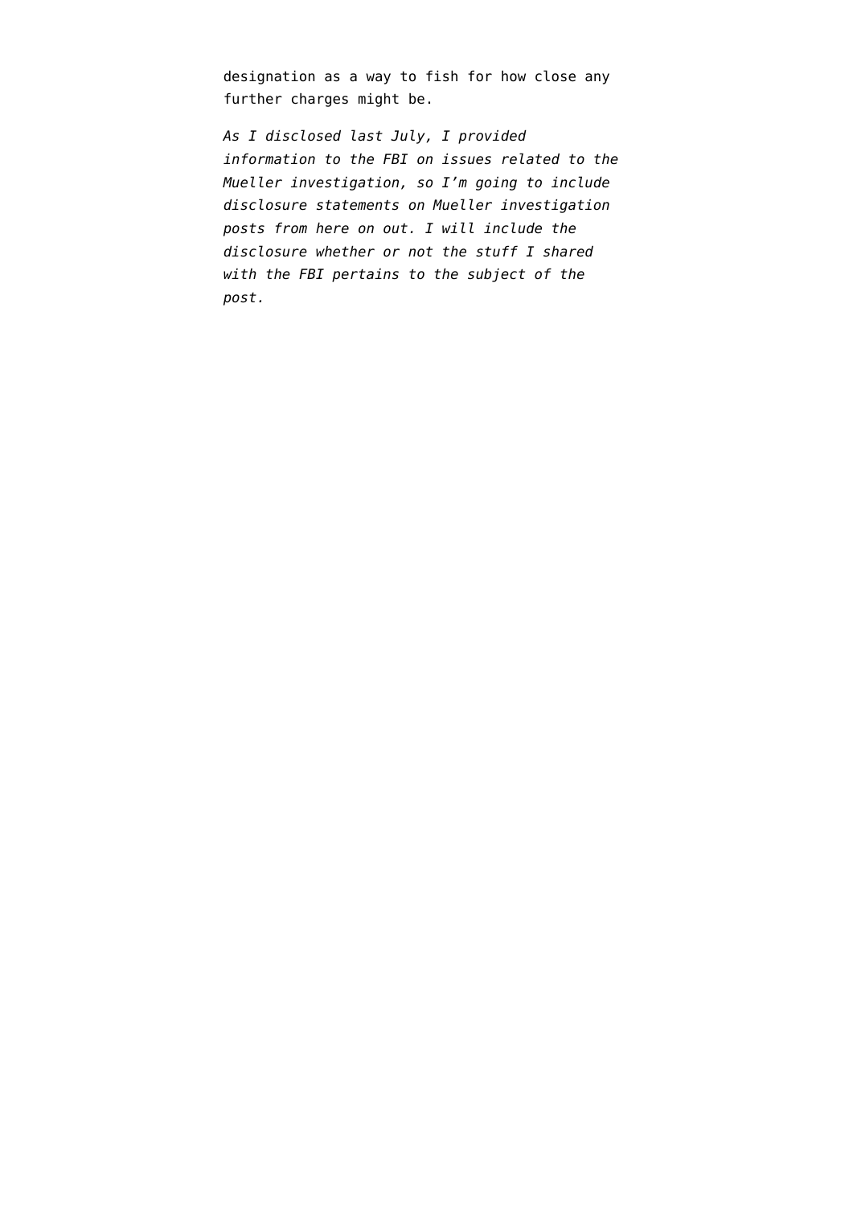designation as a way to fish for how close any further charges might be.

*As I disclosed last July, I provided information to the FBI on issues related to the Mueller investigation, so I'm going to include disclosure statements on Mueller investigation posts from here on out. I will include the disclosure whether or not the stuff I shared with the FBI pertains to the subject of the post.*